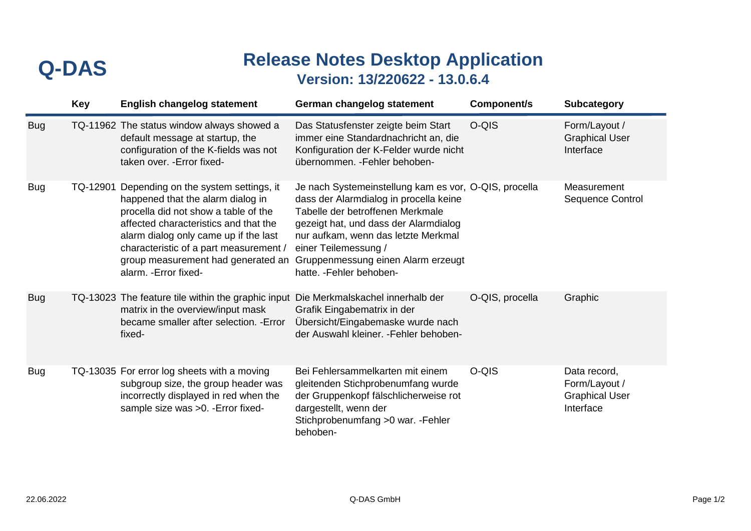**Q-DAS**

# Release Notes Desktop Application

## Version: 13/220622 - 13.0.6.4

| | Key | English changelog statement | German changelog statement | Component/s | Subcategory |
|---|---|---|---|---|---|
| Bug | TQ-11962 | The status window always showed a default message at startup, the configuration of the K-fields was not taken over. -Error fixed- | Das Statusfenster zeigte beim Start immer eine Standardnachricht an, die Konfiguration der K-Felder wurde nicht übernommen. -Fehler behoben- | O-QIS | Form/Layout / Graphical User Interface |
| Bug | TQ-12901 | Depending on the system settings, it happened that the alarm dialog in procella did not show a table of the affected characteristics and that the alarm dialog only came up if the last characteristic of a part measurement / group measurement had generated an alarm. -Error fixed- | Je nach Systemeinstellung kam es vor, dass der Alarmdialog in procella keine Tabelle der betroffenen Merkmale gezeigt hat, und dass der Alarmdialog nur aufkam, wenn das letzte Merkmal einer Teilemessung / Gruppenmessung einen Alarm erzeugt hatte. -Fehler behoben- | O-QIS, procella | Measurement Sequence Control |
| Bug | TQ-13023 | The feature tile within the graphic input matrix in the overview/input mask became smaller after selection. -Error fixed- | Die Merkmalskachel innerhalb der Grafik Eingabematrix in der Übersicht/Eingabemaske wurde nach der Auswahl kleiner. -Fehler behoben- | O-QIS, procella | Graphic |
| Bug | TQ-13035 | For error log sheets with a moving subgroup size, the group header was incorrectly displayed in red when the sample size was >0. -Error fixed- | Bei Fehlersammelkarten mit einem gleitenden Stichprobenumfang wurde der Gruppenkopf fälschlicherweise rot dargestellt, wenn der Stichprobenumfang >0 war. -Fehler behoben- | O-QIS | Data record, Form/Layout / Graphical User Interface |

22.06.2022 Q-DAS GmbH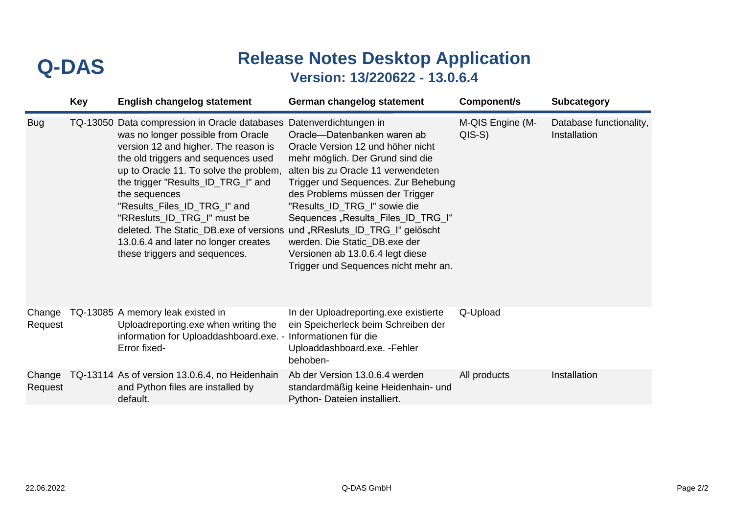**Q-DAS**

# Release Notes Desktop Application

## Version: 13/220622 - 13.0.6.4

| | Key | English changelog statement | German changelog statement | Component/s | Subcategory |
|---|---|---|---|---|---|
| Bug | TQ-13050 | Data compression in Oracle databases was no longer possible from Oracle version 12 and higher. The reason is the old triggers and sequences used up to Oracle 11. To solve the problem, the trigger "Results_ID_TRG_I" and the sequences "Results_Files_ID_TRG_I" and "RResluts_ID_TRG_I" must be deleted. The Static_DB.exe of versions 13.0.6.4 and later no longer creates these triggers and sequences. | Datenverdichtungen in Oracle—Datenbanken waren ab Oracle Version 12 und höher nicht mehr möglich. Der Grund sind die alten bis zu Oracle 11 verwendeten Trigger und Sequences. Zur Behebung des Problems müssen der Trigger "Results_ID_TRG_I" sowie die Sequences „Results_Files_ID_TRG_I" und „RResluts_ID_TRG_I" gelöscht werden. Die Static_DB.exe der Versionen ab 13.0.6.4 legt diese Trigger und Sequences nicht mehr an. | M-QIS Engine (M-QIS-S) | Database functionality, Installation |
| Change Request | TQ-13085 | A memory leak existed in Uploadreporting.exe when writing the information for Uploaddashboard.exe. -Error fixed- | In der Uploadreporting.exe existierte ein Speicherleck beim Schreiben der Informationen für die Uploaddashboard.exe. -Fehler behoben- | Q-Upload | |
| Change Request | TQ-13114 | As of version 13.0.6.4, no Heidenhain and Python files are installed by default. | Ab der Version 13.0.6.4 werden standardmäßig keine Heidenhain- und Python- Dateien installiert. | All products | Installation |